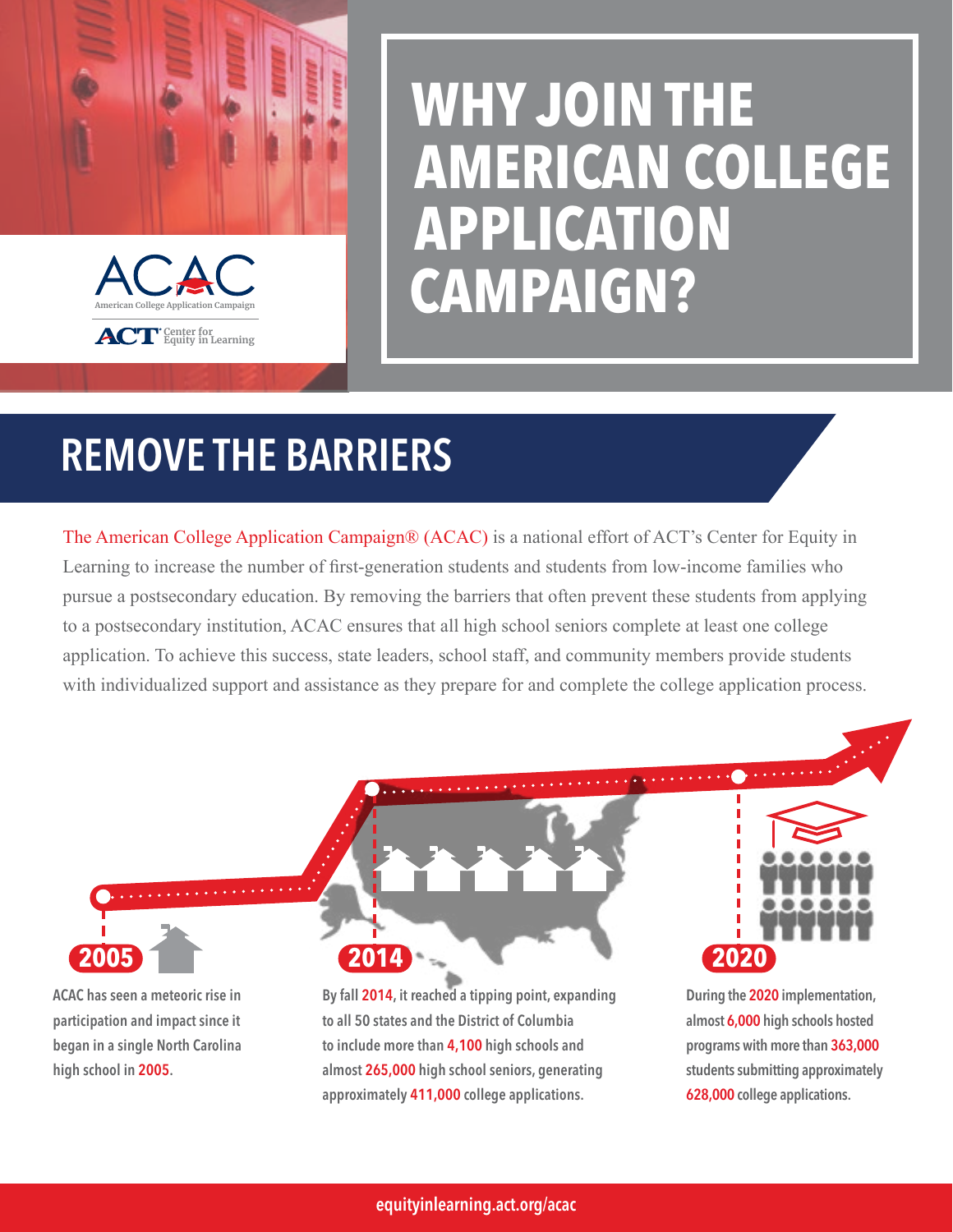ACAC

American College Application Campaign

ACT Center for Equity in Learning

# WHY JOIN THE AMERICAN COLLEGE APPLICATION CAMPAIGN?

## REMOVE THE BARRIERS

The American College Application Campaign® (ACAC) is a national effort of ACT's Center for Equity in Learning to increase the number of first-generation students and students from low-income families who pursue a postsecondary education. By removing the barriers that often prevent these students from applying to a postsecondary institution, ACAC ensures that all high school seniors complete at least one college application. To achieve this success, state leaders, school staff, and community members provide students with individualized support and assistance as they prepare for and complete the college application process.

**2005**

ACAC has seen a meteoric rise in participation and impact since it began in a single North Carolina high school in **2005**.

**2014**

By fall **2014**, it reached a tipping point, expanding to all 50 states and the District of Columbia to include more than **4,100** high schools and almost **265,000** high school seniors, generating approximately **411,000** college applications.

**2020**

During the **2020** implementation, almost **6,000** high schools hosted programs with more than **363,000** students submitting approximately **628,000** college applications.

equityinlearning.act.org/acac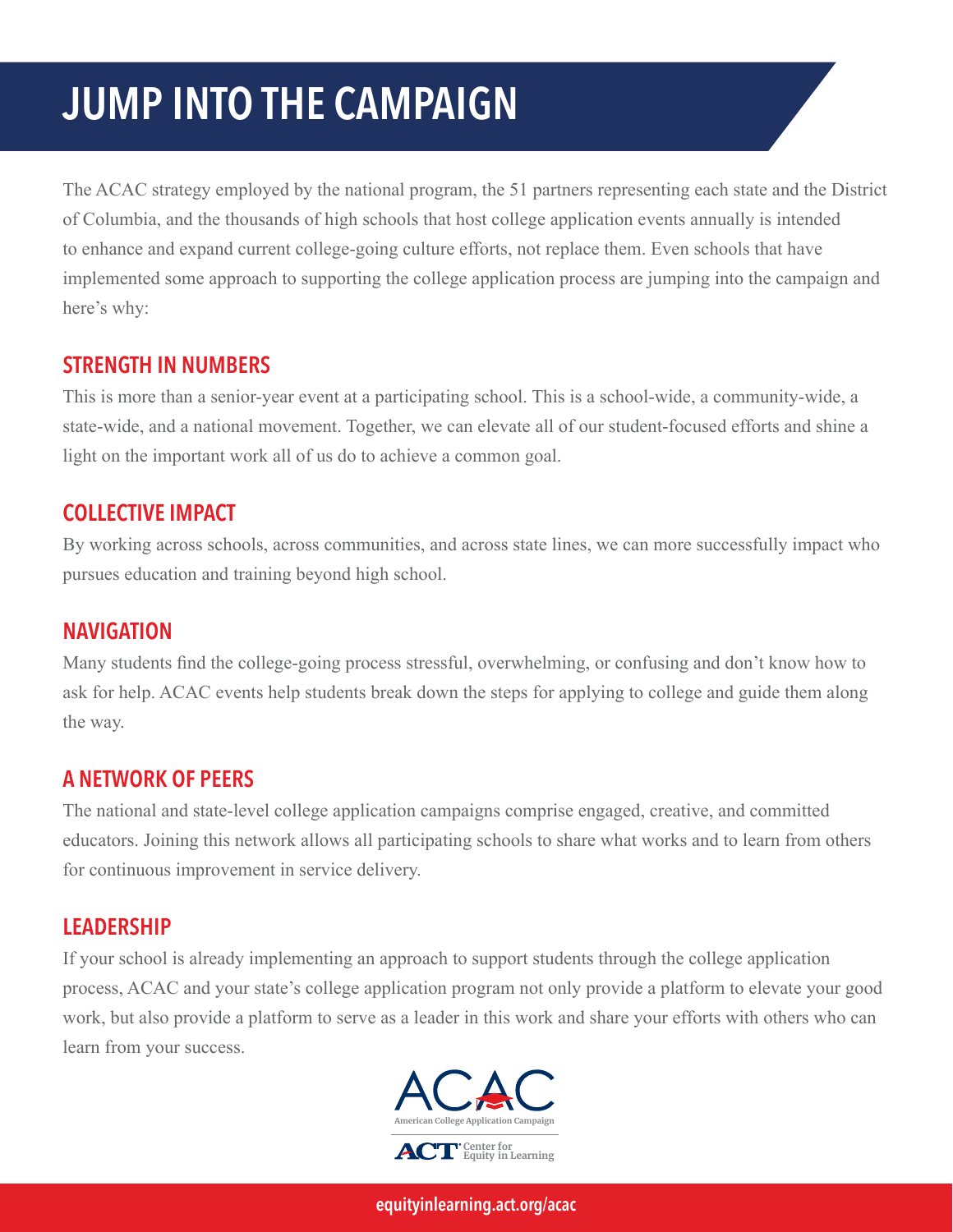# JUMP INTO THE CAMPAIGN

The ACAC strategy employed by the national program, the 51 partners representing each state and the District of Columbia, and the thousands of high schools that host college application events annually is intended to enhance and expand current college-going culture efforts, not replace them. Even schools that have implemented some approach to supporting the college application process are jumping into the campaign and here's why:

## STRENGTH IN NUMBERS

This is more than a senior-year event at a participating school. This is a school-wide, a community-wide, a state-wide, and a national movement. Together, we can elevate all of our student-focused efforts and shine a light on the important work all of us do to achieve a common goal.

## COLLECTIVE IMPACT

By working across schools, across communities, and across state lines, we can more successfully impact who pursues education and training beyond high school.

## NAVIGATION

Many students find the college-going process stressful, overwhelming, or confusing and don't know how to ask for help. ACAC events help students break down the steps for applying to college and guide them along the way.

## A NETWORK OF PEERS

The national and state-level college application campaigns comprise engaged, creative, and committed educators. Joining this network allows all participating schools to share what works and to learn from others for continuous improvement in service delivery.

## LEADERSHIP

If your school is already implementing an approach to support students through the college application process, ACAC and your state's college application program not only provide a platform to elevate your good work, but also provide a platform to serve as a leader in this work and share your efforts with others who can learn from your success.

ACAC
American College Application Campaign

ACT Center for Equity in Learning

equityinlearning.act.org/acac